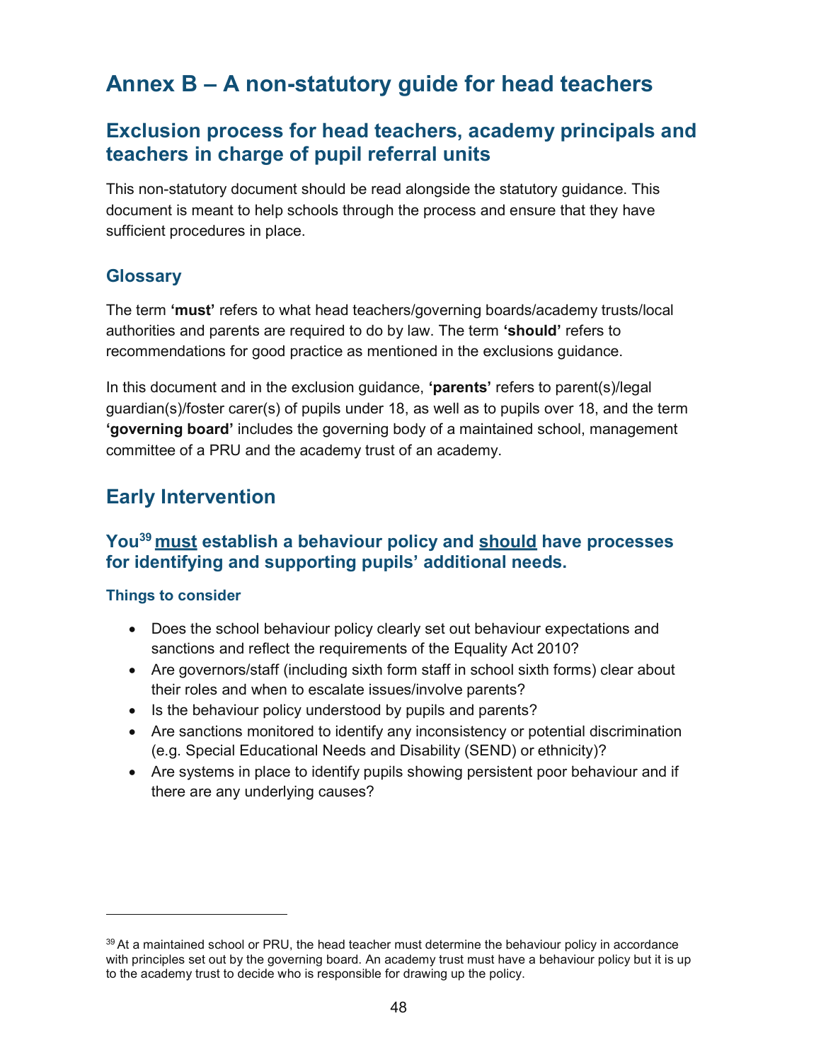# Annex B – A non-statutory guide for head teachers

## Exclusion process for head teachers, academy principals and teachers in charge of pupil referral units

This non-statutory document should be read alongside the statutory guidance. This document is meant to help schools through the process and ensure that they have sufficient procedures in place.

### Glossary

The term **'must'** refers to what head teachers/governing boards/academy trusts/local authorities and parents are required to do by law. The term **'should'** refers to recommendations for good practice as mentioned in the exclusions guidance.

In this document and in the exclusion guidance, **'parents'** refers to parent(s)/legal guardian(s)/foster carer(s) of pupils under 18, as well as to pupils over 18, and the term **'governing board'** includes the governing body of a maintained school, management committee of a PRU and the academy trust of an academy.

## Early Intervention

### You[39] <u>must</u> establish a behaviour policy and <u>should</u> have processes for identifying and supporting pupils' additional needs.

#### Things to consider

- Does the school behaviour policy clearly set out behaviour expectations and sanctions and reflect the requirements of the Equality Act 2010?
- Are governors/staff (including sixth form staff in school sixth forms) clear about their roles and when to escalate issues/involve parents?
- Is the behaviour policy understood by pupils and parents?
- Are sanctions monitored to identify any inconsistency or potential discrimination (e.g. Special Educational Needs and Disability (SEND) or ethnicity)?
- Are systems in place to identify pupils showing persistent poor behaviour and if there are any underlying causes?

---

[39] At a maintained school or PRU, the head teacher must determine the behaviour policy in accordance with principles set out by the governing board. An academy trust must have a behaviour policy but it is up to the academy trust to decide who is responsible for drawing up the policy.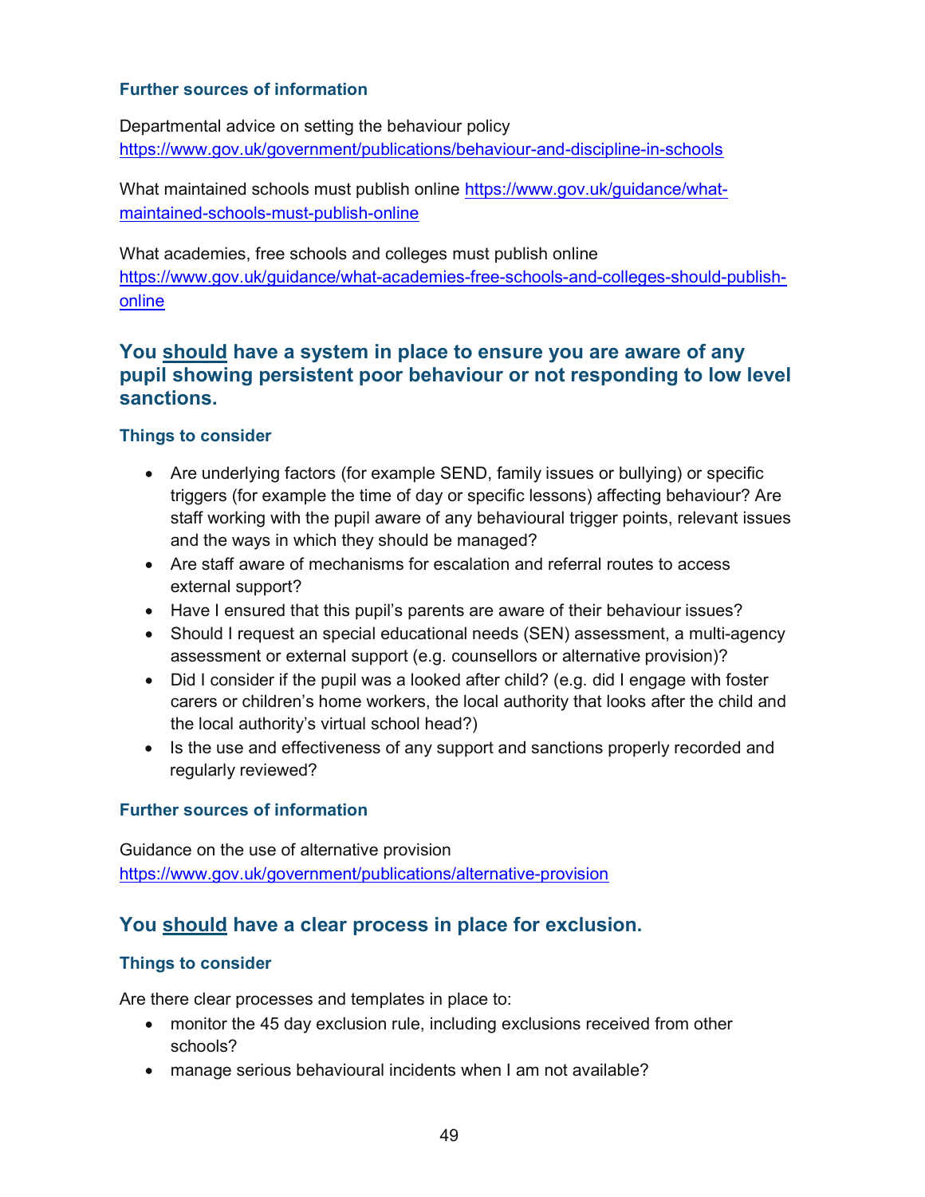### Further sources of information

Departmental advice on setting the behaviour policy
https://www.gov.uk/government/publications/behaviour-and-discipline-in-schools

What maintained schools must publish online https://www.gov.uk/guidance/what-maintained-schools-must-publish-online

What academies, free schools and colleges must publish online
https://www.gov.uk/guidance/what-academies-free-schools-and-colleges-should-publish-online

## You should have a system in place to ensure you are aware of any pupil showing persistent poor behaviour or not responding to low level sanctions.

### Things to consider

- Are underlying factors (for example SEND, family issues or bullying) or specific triggers (for example the time of day or specific lessons) affecting behaviour? Are staff working with the pupil aware of any behavioural trigger points, relevant issues and the ways in which they should be managed?
- Are staff aware of mechanisms for escalation and referral routes to access external support?
- Have I ensured that this pupil's parents are aware of their behaviour issues?
- Should I request an special educational needs (SEN) assessment, a multi-agency assessment or external support (e.g. counsellors or alternative provision)?
- Did I consider if the pupil was a looked after child? (e.g. did I engage with foster carers or children's home workers, the local authority that looks after the child and the local authority's virtual school head?)
- Is the use and effectiveness of any support and sanctions properly recorded and regularly reviewed?

### Further sources of information

Guidance on the use of alternative provision
https://www.gov.uk/government/publications/alternative-provision

## You should have a clear process in place for exclusion.

### Things to consider

Are there clear processes and templates in place to:

- monitor the 45 day exclusion rule, including exclusions received from other schools?
- manage serious behavioural incidents when I am not available?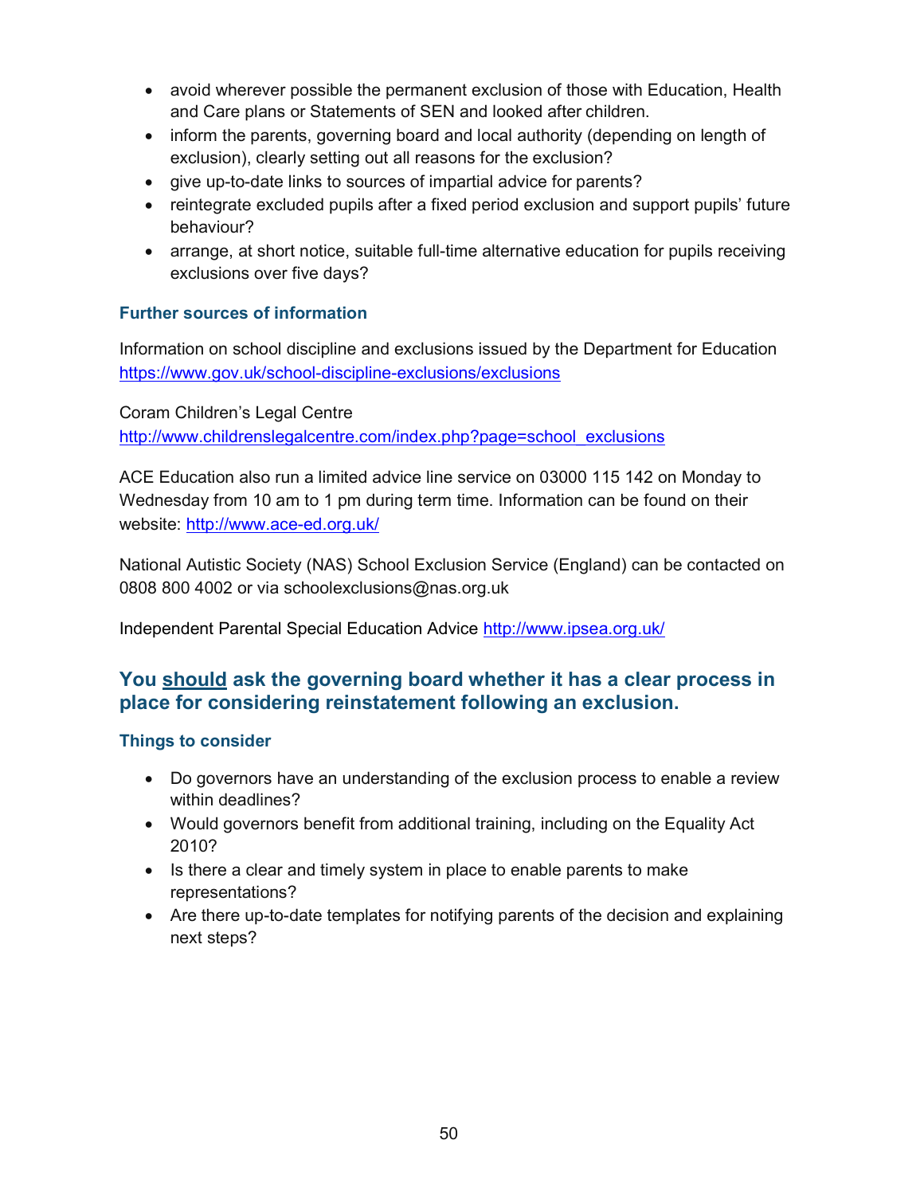- avoid wherever possible the permanent exclusion of those with Education, Health and Care plans or Statements of SEN and looked after children.
- inform the parents, governing board and local authority (depending on length of exclusion), clearly setting out all reasons for the exclusion?
- give up-to-date links to sources of impartial advice for parents?
- reintegrate excluded pupils after a fixed period exclusion and support pupils' future behaviour?
- arrange, at short notice, suitable full-time alternative education for pupils receiving exclusions over five days?

### Further sources of information

Information on school discipline and exclusions issued by the Department for Education https://www.gov.uk/school-discipline-exclusions/exclusions

Coram Children's Legal Centre
http://www.childrenslegalcentre.com/index.php?page=school_exclusions

ACE Education also run a limited advice line service on 03000 115 142 on Monday to Wednesday from 10 am to 1 pm during term time. Information can be found on their website: http://www.ace-ed.org.uk/

National Autistic Society (NAS) School Exclusion Service (England) can be contacted on 0808 800 4002 or via schoolexclusions@nas.org.uk

Independent Parental Special Education Advice http://www.ipsea.org.uk/

## You <u>should</u> ask the governing board whether it has a clear process in place for considering reinstatement following an exclusion.

### Things to consider

- Do governors have an understanding of the exclusion process to enable a review within deadlines?
- Would governors benefit from additional training, including on the Equality Act 2010?
- Is there a clear and timely system in place to enable parents to make representations?
- Are there up-to-date templates for notifying parents of the decision and explaining next steps?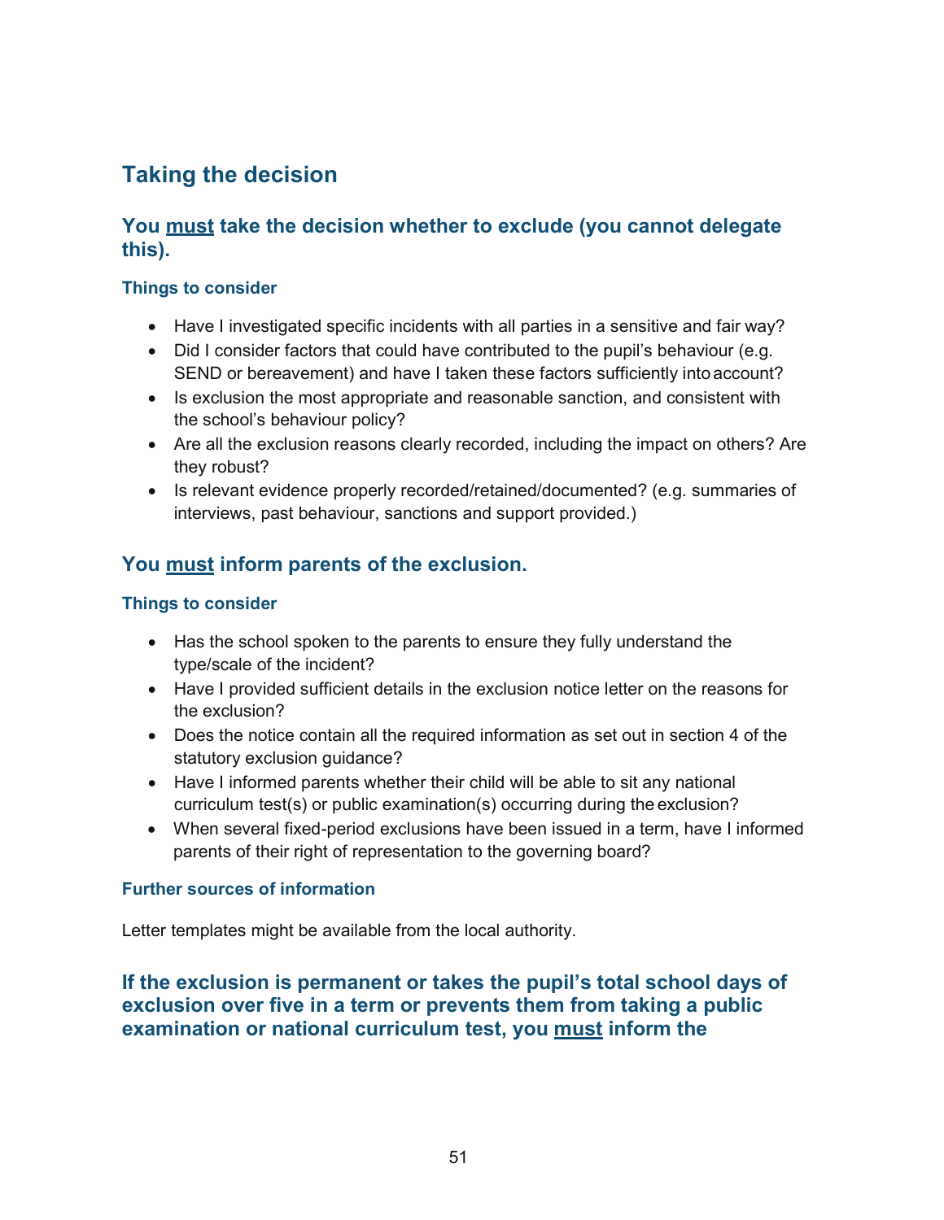## Taking the decision

### You must take the decision whether to exclude (you cannot delegate this).

#### Things to consider

- Have I investigated specific incidents with all parties in a sensitive and fair way?
- Did I consider factors that could have contributed to the pupil's behaviour (e.g. SEND or bereavement) and have I taken these factors sufficiently into account?
- Is exclusion the most appropriate and reasonable sanction, and consistent with the school's behaviour policy?
- Are all the exclusion reasons clearly recorded, including the impact on others? Are they robust?
- Is relevant evidence properly recorded/retained/documented? (e.g. summaries of interviews, past behaviour, sanctions and support provided.)

### You must inform parents of the exclusion.

#### Things to consider

- Has the school spoken to the parents to ensure they fully understand the type/scale of the incident?
- Have I provided sufficient details in the exclusion notice letter on the reasons for the exclusion?
- Does the notice contain all the required information as set out in section 4 of the statutory exclusion guidance?
- Have I informed parents whether their child will be able to sit any national curriculum test(s) or public examination(s) occurring during the exclusion?
- When several fixed-period exclusions have been issued in a term, have I informed parents of their right of representation to the governing board?

#### Further sources of information

Letter templates might be available from the local authority.

### If the exclusion is permanent or takes the pupil's total school days of exclusion over five in a term or prevents them from taking a public examination or national curriculum test, you must inform the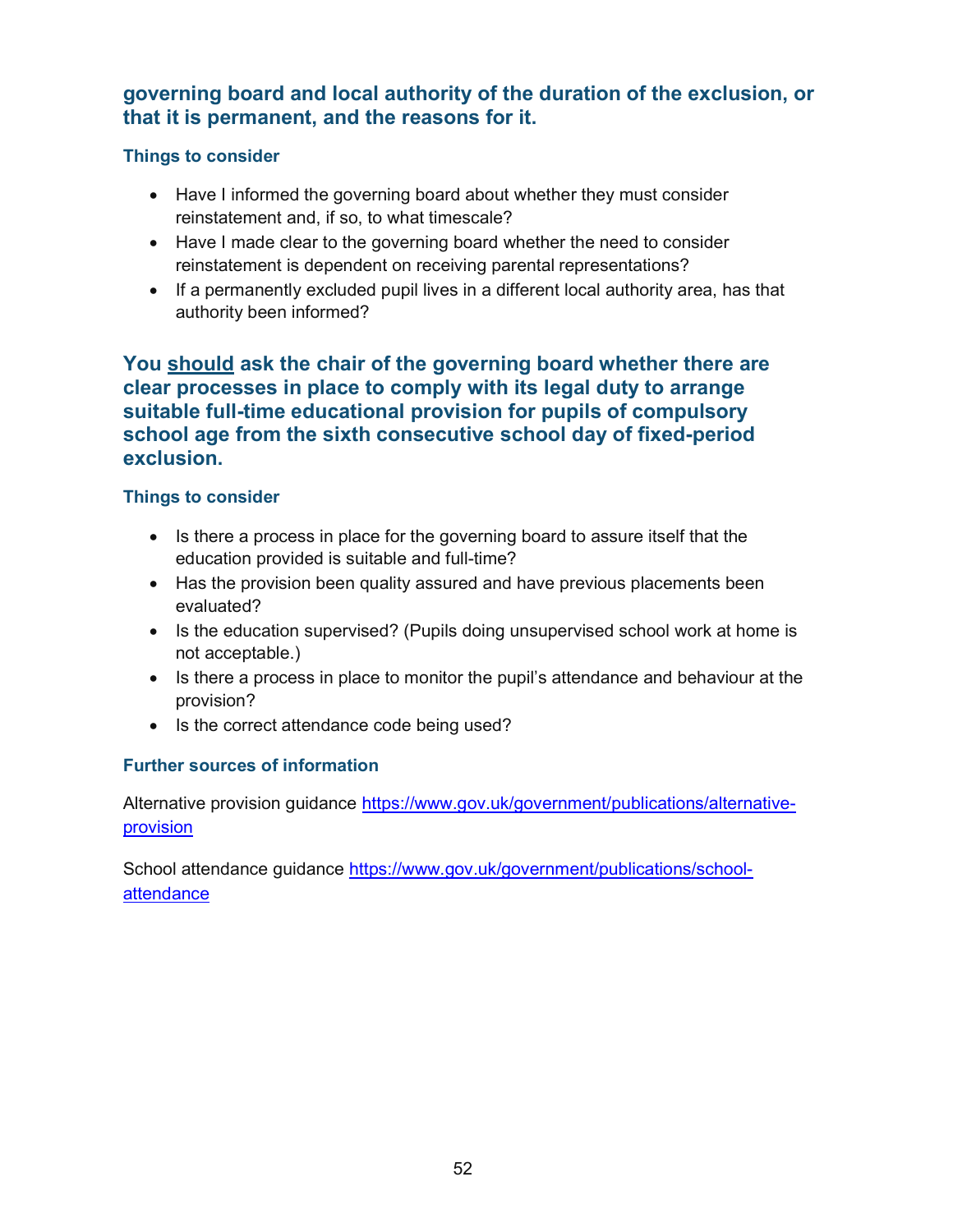## governing board and local authority of the duration of the exclusion, or that it is permanent, and the reasons for it.

### Things to consider

- Have I informed the governing board about whether they must consider reinstatement and, if so, to what timescale?
- Have I made clear to the governing board whether the need to consider reinstatement is dependent on receiving parental representations?
- If a permanently excluded pupil lives in a different local authority area, has that authority been informed?

## You should ask the chair of the governing board whether there are clear processes in place to comply with its legal duty to arrange suitable full-time educational provision for pupils of compulsory school age from the sixth consecutive school day of fixed-period exclusion.

### Things to consider

- Is there a process in place for the governing board to assure itself that the education provided is suitable and full-time?
- Has the provision been quality assured and have previous placements been evaluated?
- Is the education supervised? (Pupils doing unsupervised school work at home is not acceptable.)
- Is there a process in place to monitor the pupil's attendance and behaviour at the provision?
- Is the correct attendance code being used?

### Further sources of information

Alternative provision guidance https://www.gov.uk/government/publications/alternative-provision

School attendance guidance https://www.gov.uk/government/publications/school-attendance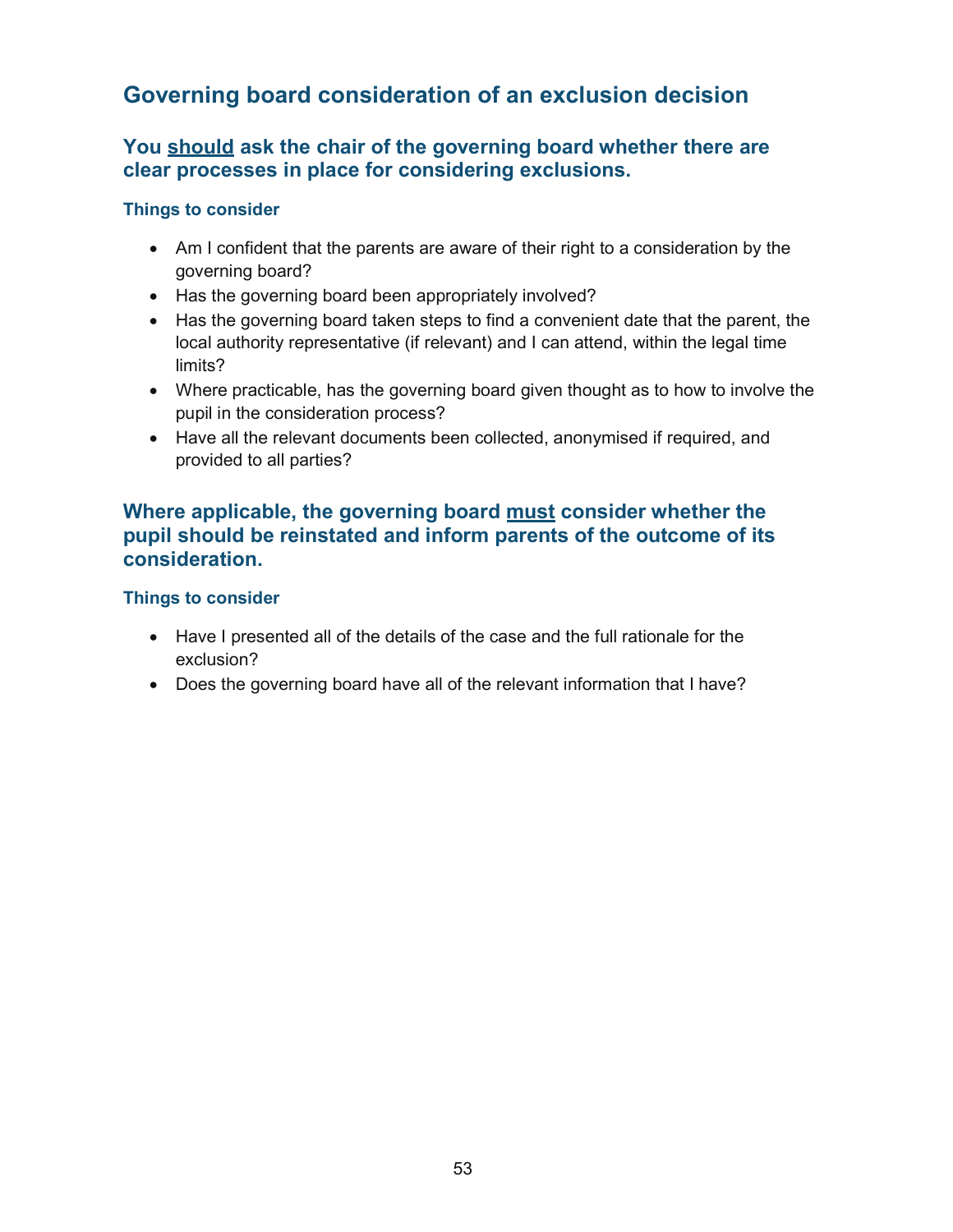## Governing board consideration of an exclusion decision

### You should ask the chair of the governing board whether there are clear processes in place for considering exclusions.

#### Things to consider

- Am I confident that the parents are aware of their right to a consideration by the governing board?
- Has the governing board been appropriately involved?
- Has the governing board taken steps to find a convenient date that the parent, the local authority representative (if relevant) and I can attend, within the legal time limits?
- Where practicable, has the governing board given thought as to how to involve the pupil in the consideration process?
- Have all the relevant documents been collected, anonymised if required, and provided to all parties?

### Where applicable, the governing board must consider whether the pupil should be reinstated and inform parents of the outcome of its consideration.

#### Things to consider

- Have I presented all of the details of the case and the full rationale for the exclusion?
- Does the governing board have all of the relevant information that I have?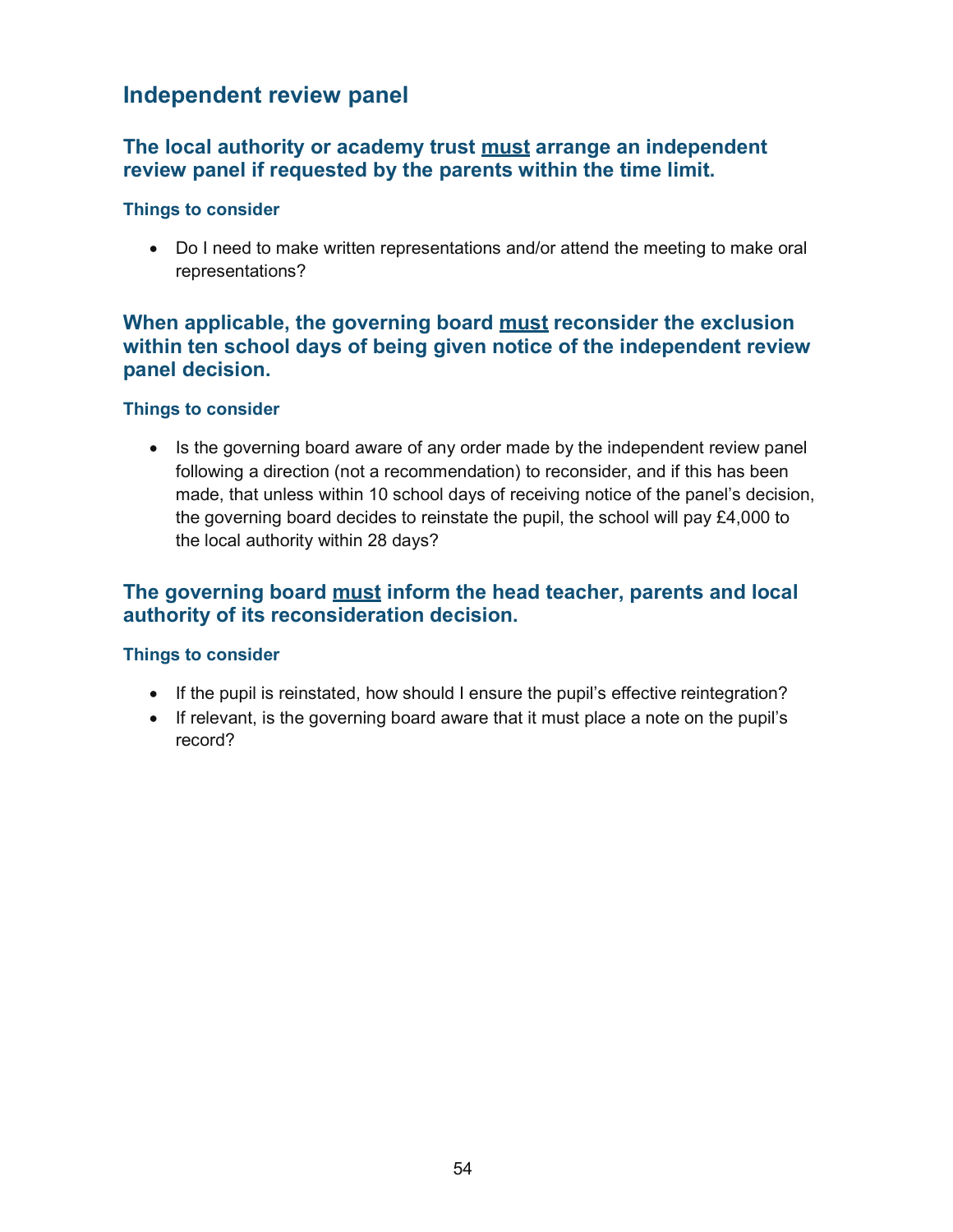## Independent review panel

### The local authority or academy trust <u>must</u> arrange an independent review panel if requested by the parents within the time limit.

#### Things to consider

- Do I need to make written representations and/or attend the meeting to make oral representations?

### When applicable, the governing board <u>must</u> reconsider the exclusion within ten school days of being given notice of the independent review panel decision.

#### Things to consider

- Is the governing board aware of any order made by the independent review panel following a direction (not a recommendation) to reconsider, and if this has been made, that unless within 10 school days of receiving notice of the panel's decision, the governing board decides to reinstate the pupil, the school will pay £4,000 to the local authority within 28 days?

### The governing board <u>must</u> inform the head teacher, parents and local authority of its reconsideration decision.

#### Things to consider

- If the pupil is reinstated, how should I ensure the pupil's effective reintegration?
- If relevant, is the governing board aware that it must place a note on the pupil's record?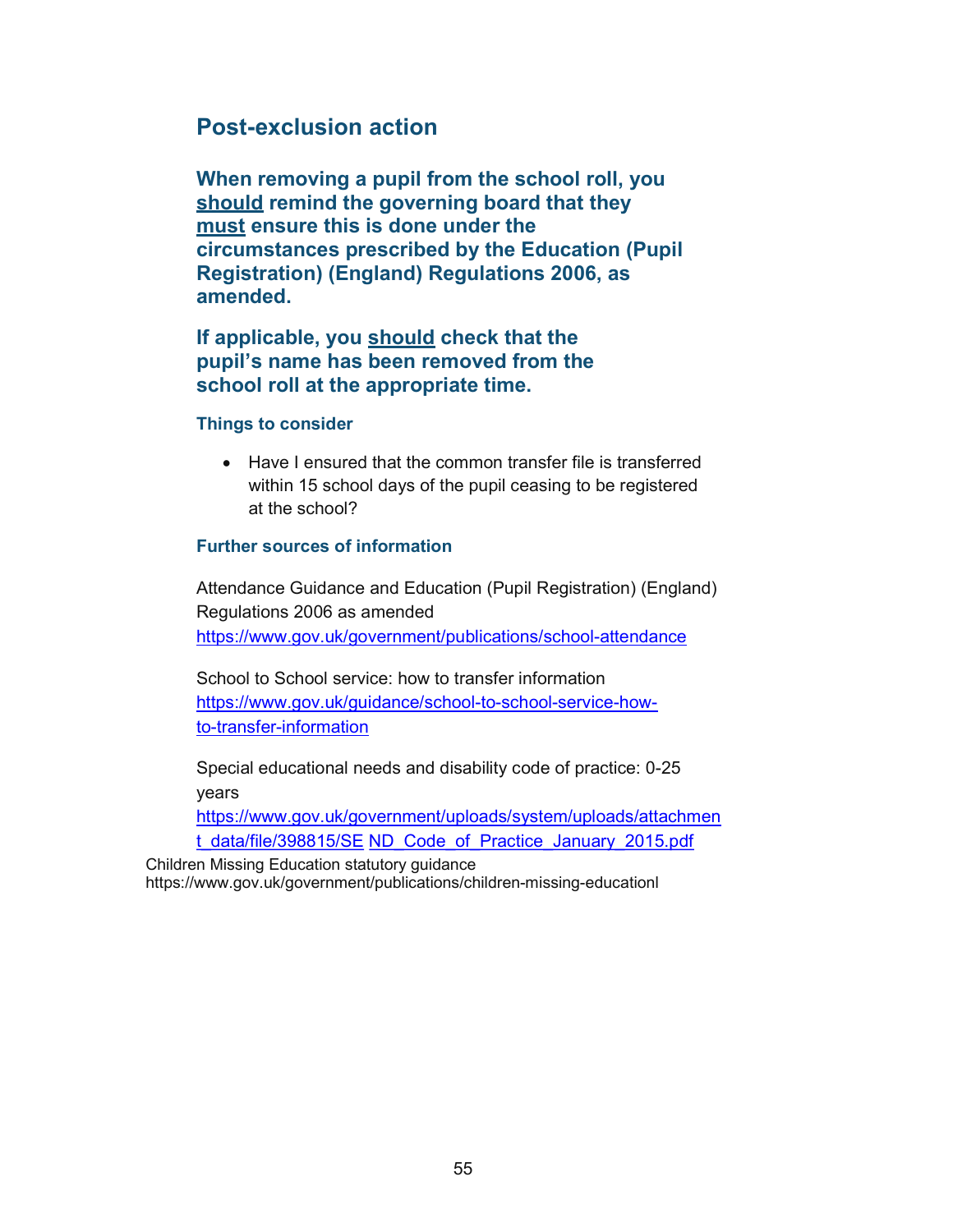## Post-exclusion action

**When removing a pupil from the school roll, you <u>should</u> remind the governing board that they <u>must</u> ensure this is done under the circumstances prescribed by the Education (Pupil Registration) (England) Regulations 2006, as amended.**

**If applicable, you <u>should</u> check that the pupil's name has been removed from the school roll at the appropriate time.**

#### Things to consider

- Have I ensured that the common transfer file is transferred within 15 school days of the pupil ceasing to be registered at the school?

#### Further sources of information

Attendance Guidance and Education (Pupil Registration) (England) Regulations 2006 as amended
https://www.gov.uk/government/publications/school-attendance

School to School service: how to transfer information
https://www.gov.uk/guidance/school-to-school-service-how-to-transfer-information

Special educational needs and disability code of practice: 0-25 years
https://www.gov.uk/government/uploads/system/uploads/attachment_data/file/398815/SEND_Code_of_Practice_January_2015.pdf

Children Missing Education statutory guidance
https://www.gov.uk/government/publications/children-missing-educationl